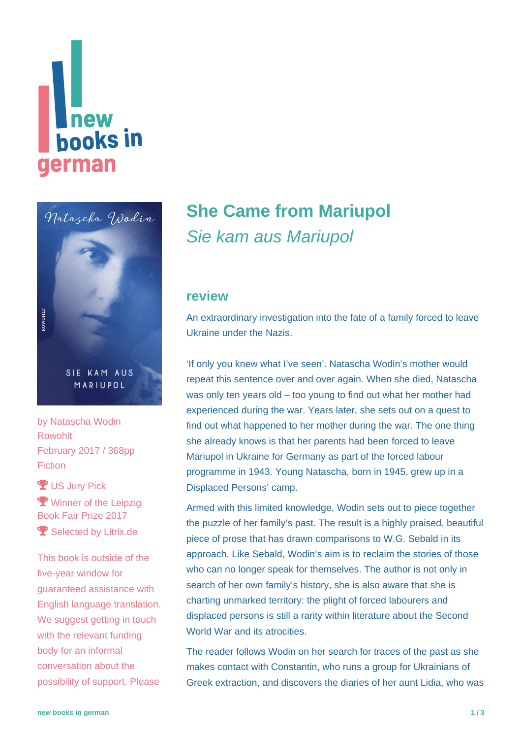# She Came from Mariupol

*Sie kam aus Mariupol*

by Natascha Wodin
Rowohlt
February 2017 / 368pp
Fiction

🏆 US Jury Pick

🏆 Winner of the Leipzig Book Fair Prize 2017

🏆 Selected by Litrix.de

This book is outside of the five-year window for guaranteed assistance with English language translation. We suggest getting in touch with the relevant funding body for an informal conversation about the possibility of support. Please

## review

An extraordinary investigation into the fate of a family forced to leave Ukraine under the Nazis.

'If only you knew what I've seen'. Natascha Wodin's mother would repeat this sentence over and over again. When she died, Natascha was only ten years old – too young to find out what her mother had experienced during the war. Years later, she sets out on a quest to find out what happened to her mother during the war. The one thing she already knows is that her parents had been forced to leave Mariupol in Ukraine for Germany as part of the forced labour programme in 1943. Young Natascha, born in 1945, grew up in a Displaced Persons' camp.

Armed with this limited knowledge, Wodin sets out to piece together the puzzle of her family's past. The result is a highly praised, beautiful piece of prose that has drawn comparisons to W.G. Sebald in its approach. Like Sebald, Wodin's aim is to reclaim the stories of those who can no longer speak for themselves. The author is not only in search of her own family's history, she is also aware that she is charting unmarked territory: the plight of forced labourers and displaced persons is still a rarity within literature about the Second World War and its atrocities.

The reader follows Wodin on her search for traces of the past as she makes contact with Constantin, who runs a group for Ukrainians of Greek extraction, and discovers the diaries of her aunt Lidia, who was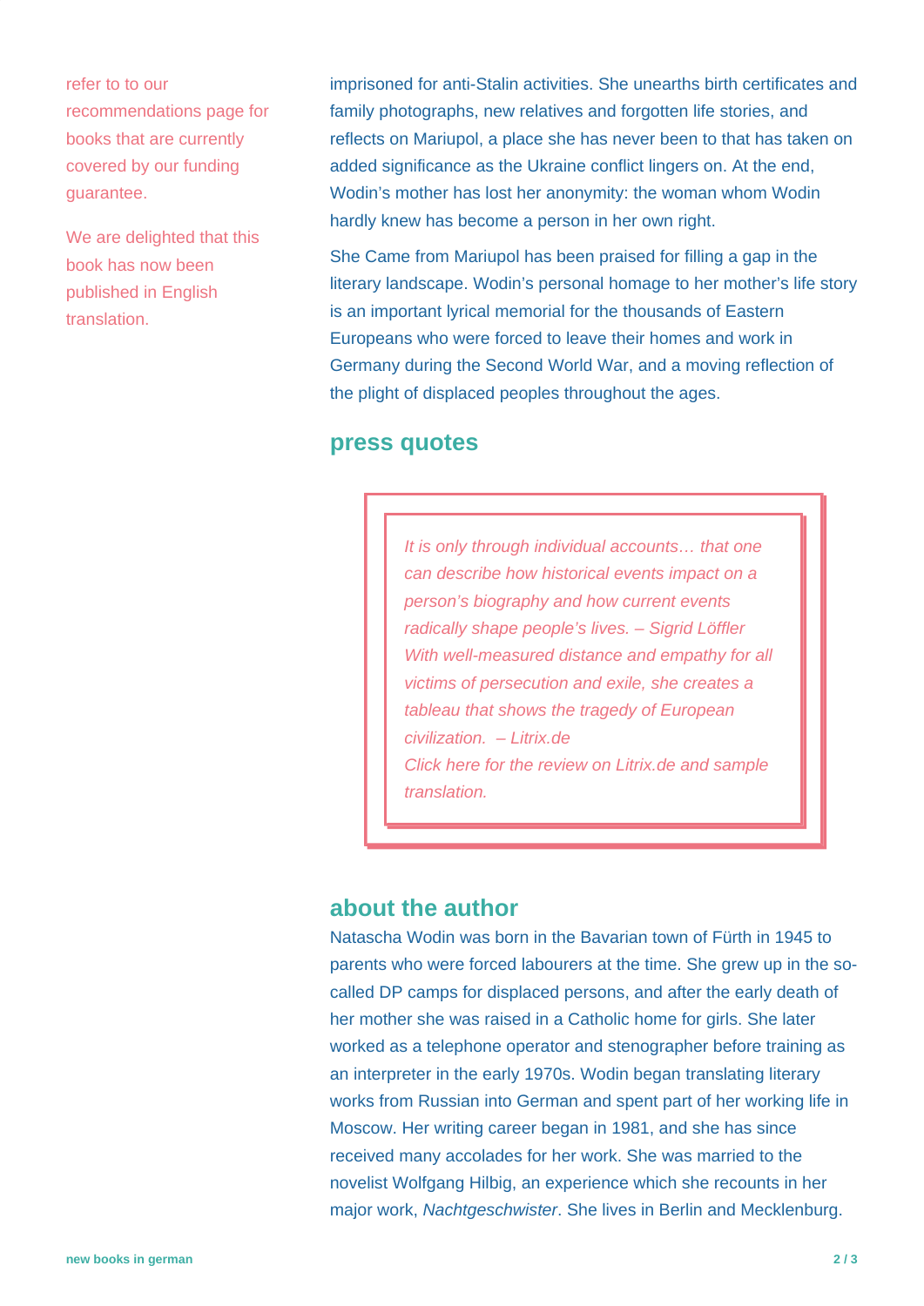refer to to our recommendations page for books that are currently covered by our funding guarantee.

We are delighted that this book has now been published in English translation.

imprisoned for anti-Stalin activities. She unearths birth certificates and family photographs, new relatives and forgotten life stories, and reflects on Mariupol, a place she has never been to that has taken on added significance as the Ukraine conflict lingers on. At the end, Wodin's mother has lost her anonymity: the woman whom Wodin hardly knew has become a person in her own right.

She Came from Mariupol has been praised for filling a gap in the literary landscape. Wodin's personal homage to her mother's life story is an important lyrical memorial for the thousands of Eastern Europeans who were forced to leave their homes and work in Germany during the Second World War, and a moving reflection of the plight of displaced peoples throughout the ages.

## press quotes

> *It is only through individual accounts… that one can describe how historical events impact on a person's biography and how current events radically shape people's lives. – Sigrid Löffler*
> *With well-measured distance and empathy for all victims of persecution and exile, she creates a tableau that shows the tragedy of European civilization. – Litrix.de*
> *Click here for the review on Litrix.de and sample translation.*

## about the author

Natascha Wodin was born in the Bavarian town of Fürth in 1945 to parents who were forced labourers at the time. She grew up in the so-called DP camps for displaced persons, and after the early death of her mother she was raised in a Catholic home for girls. She later worked as a telephone operator and stenographer before training as an interpreter in the early 1970s. Wodin began translating literary works from Russian into German and spent part of her working life in Moscow. Her writing career began in 1981, and she has since received many accolades for her work. She was married to the novelist Wolfgang Hilbig, an experience which she recounts in her major work, *Nachtgeschwister*. She lives in Berlin and Mecklenburg.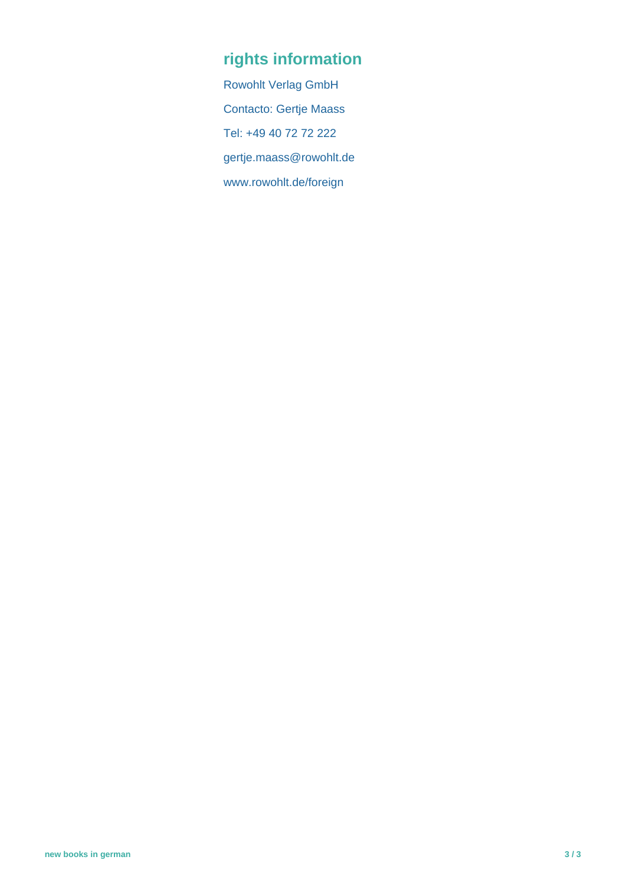## rights information

Rowohlt Verlag GmbH

Contacto: Gertje Maass

Tel: +49 40 72 72 222

gertje.maass@rowohlt.de

www.rowohlt.de/foreign